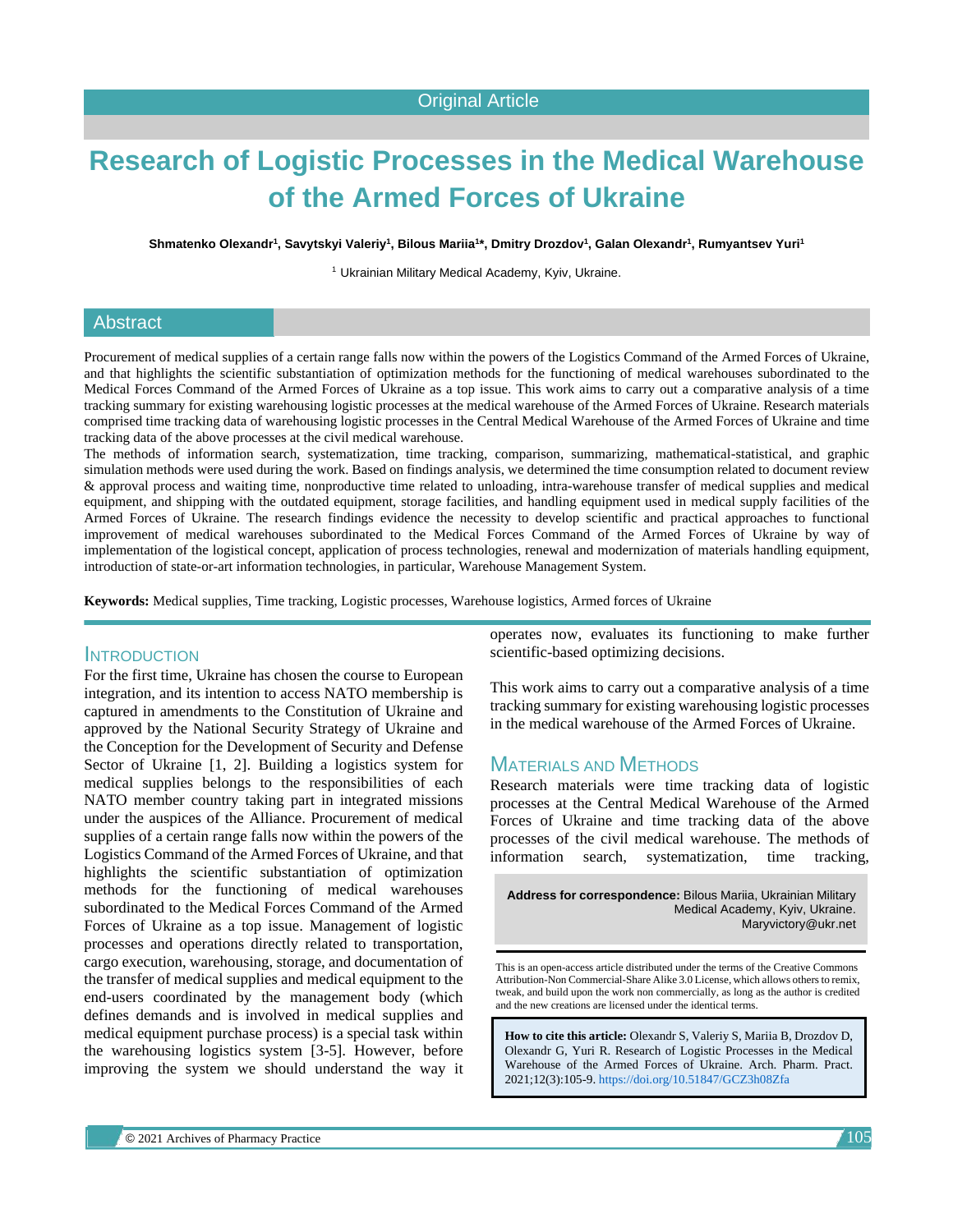Original Article

# Research of Logistic Processes in the Medical Warehouse of the Armed Forces of Ukraine

**Shmatenko Olexandr[1], Savytskyi Valeriy[1], Bilous Mariia[1]*, Dmitry Drozdov[1], Galan Olexandr[1], Rumyantsev Yuri[1]**

[1] Ukrainian Military Medical Academy, Kyiv, Ukraine.

## Abstract

Procurement of medical supplies of a certain range falls now within the powers of the Logistics Command of the Armed Forces of Ukraine, and that highlights the scientific substantiation of optimization methods for the functioning of medical warehouses subordinated to the Medical Forces Command of the Armed Forces of Ukraine as a top issue. This work aims to carry out a comparative analysis of a time tracking summary for existing warehousing logistic processes at the medical warehouse of the Armed Forces of Ukraine. Research materials comprised time tracking data of warehousing logistic processes in the Central Medical Warehouse of the Armed Forces of Ukraine and time tracking data of the above processes at the civil medical warehouse.

The methods of information search, systematization, time tracking, comparison, summarizing, mathematical-statistical, and graphic simulation methods were used during the work. Based on findings analysis, we determined the time consumption related to document review & approval process and waiting time, nonproductive time related to unloading, intra-warehouse transfer of medical supplies and medical equipment, and shipping with the outdated equipment, storage facilities, and handling equipment used in medical supply facilities of the Armed Forces of Ukraine. The research findings evidence the necessity to develop scientific and practical approaches to functional improvement of medical warehouses subordinated to the Medical Forces Command of the Armed Forces of Ukraine by way of implementation of the logistical concept, application of process technologies, renewal and modernization of materials handling equipment, introduction of state-or-art information technologies, in particular, Warehouse Management System.

**Keywords:** Medical supplies, Time tracking, Logistic processes, Warehouse logistics, Armed forces of Ukraine

## Introduction

For the first time, Ukraine has chosen the course to European integration, and its intention to access NATO membership is captured in amendments to the Constitution of Ukraine and approved by the National Security Strategy of Ukraine and the Conception for the Development of Security and Defense Sector of Ukraine [1, 2]. Building a logistics system for medical supplies belongs to the responsibilities of each NATO member country taking part in integrated missions under the auspices of the Alliance. Procurement of medical supplies of a certain range falls now within the powers of the Logistics Command of the Armed Forces of Ukraine, and that highlights the scientific substantiation of optimization methods for the functioning of medical warehouses subordinated to the Medical Forces Command of the Armed Forces of Ukraine as a top issue. Management of logistic processes and operations directly related to transportation, cargo execution, warehousing, storage, and documentation of the transfer of medical supplies and medical equipment to the end-users coordinated by the management body (which defines demands and is involved in medical supplies and medical equipment purchase process) is a special task within the warehousing logistics system [3-5]. However, before improving the system we should understand the way it operates now, evaluates its functioning to make further scientific-based optimizing decisions.

This work aims to carry out a comparative analysis of a time tracking summary for existing warehousing logistic processes in the medical warehouse of the Armed Forces of Ukraine.

## Materials and Methods

Research materials were time tracking data of logistic processes at the Central Medical Warehouse of the Armed Forces of Ukraine and time tracking data of the above processes of the civil medical warehouse. The methods of information search, systematization, time tracking,

**Address for correspondence:** Bilous Mariia, Ukrainian Military Medical Academy, Kyiv, Ukraine. Maryvictory@ukr.net

This is an open-access article distributed under the terms of the Creative Commons Attribution-Non Commercial-Share Alike 3.0 License, which allows others to remix, tweak, and build upon the work non commercially, as long as the author is credited and the new creations are licensed under the identical terms.

**How to cite this article:** Olexandr S, Valeriy S, Mariia B, Drozdov D, Olexandr G, Yuri R. Research of Logistic Processes in the Medical Warehouse of the Armed Forces of Ukraine. Arch. Pharm. Pract. 2021;12(3):105-9. https://doi.org/10.51847/GCZ3h08Zfa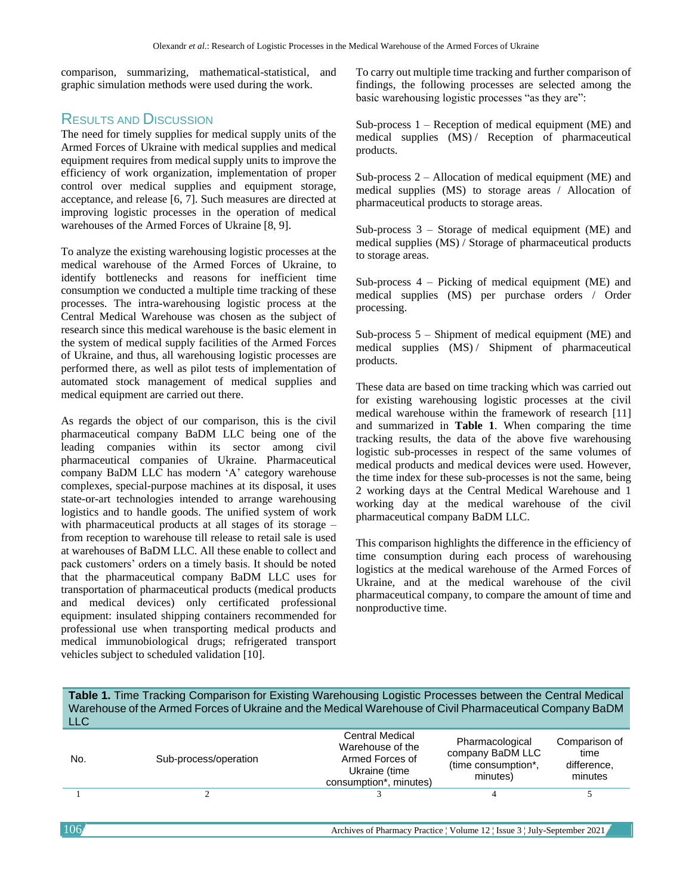comparison, summarizing, mathematical-statistical, and graphic simulation methods were used during the work.

## Results and Discussion

The need for timely supplies for medical supply units of the Armed Forces of Ukraine with medical supplies and medical equipment requires from medical supply units to improve the efficiency of work organization, implementation of proper control over medical supplies and equipment storage, acceptance, and release [6, 7]. Such measures are directed at improving logistic processes in the operation of medical warehouses of the Armed Forces of Ukraine [8, 9].

To analyze the existing warehousing logistic processes at the medical warehouse of the Armed Forces of Ukraine, to identify bottlenecks and reasons for inefficient time consumption we conducted a multiple time tracking of these processes. The intra-warehousing logistic process at the Central Medical Warehouse was chosen as the subject of research since this medical warehouse is the basic element in the system of medical supply facilities of the Armed Forces of Ukraine, and thus, all warehousing logistic processes are performed there, as well as pilot tests of implementation of automated stock management of medical supplies and medical equipment are carried out there.

As regards the object of our comparison, this is the civil pharmaceutical company BaDM LLC being one of the leading companies within its sector among civil pharmaceutical companies of Ukraine. Pharmaceutical company BaDM LLC has modern 'A' category warehouse complexes, special-purpose machines at its disposal, it uses state-or-art technologies intended to arrange warehousing logistics and to handle goods. The unified system of work with pharmaceutical products at all stages of its storage – from reception to warehouse till release to retail sale is used at warehouses of BaDM LLC. All these enable to collect and pack customers' orders on a timely basis. It should be noted that the pharmaceutical company BaDM LLC uses for transportation of pharmaceutical products (medical products and medical devices) only certificated professional equipment: insulated shipping containers recommended for professional use when transporting medical products and medical immunobiological drugs; refrigerated transport vehicles subject to scheduled validation [10].

To carry out multiple time tracking and further comparison of findings, the following processes are selected among the basic warehousing logistic processes "as they are":

Sub-process 1 – Reception of medical equipment (ME) and medical supplies (MS) / Reception of pharmaceutical products.

Sub-process 2 – Allocation of medical equipment (ME) and medical supplies (MS) to storage areas / Allocation of pharmaceutical products to storage areas.

Sub-process 3 – Storage of medical equipment (ME) and medical supplies (MS) / Storage of pharmaceutical products to storage areas.

Sub-process 4 – Picking of medical equipment (ME) and medical supplies (MS) per purchase orders / Order processing.

Sub-process 5 – Shipment of medical equipment (ME) and medical supplies (MS) / Shipment of pharmaceutical products.

These data are based on time tracking which was carried out for existing warehousing logistic processes at the civil medical warehouse within the framework of research [11] and summarized in **Table 1**. When comparing the time tracking results, the data of the above five warehousing logistic sub-processes in respect of the same volumes of medical products and medical devices were used. However, the time index for these sub-processes is not the same, being 2 working days at the Central Medical Warehouse and 1 working day at the medical warehouse of the civil pharmaceutical company BaDM LLC.

This comparison highlights the difference in the efficiency of time consumption during each process of warehousing logistics at the medical warehouse of the Armed Forces of Ukraine, and at the medical warehouse of the civil pharmaceutical company, to compare the amount of time and nonproductive time.

**Table 1.** Time Tracking Comparison for Existing Warehousing Logistic Processes between the Central Medical Warehouse of the Armed Forces of Ukraine and the Medical Warehouse of Civil Pharmaceutical Company BaDM LLC

| No. | Sub-process/operation | Central Medical Warehouse of the Armed Forces of Ukraine (time consumption*, minutes) | Pharmacological company BaDM LLC (time consumption*, minutes) | Comparison of time difference, minutes |
|---|---|---|---|---|
| 1 | 2 | 3 | 4 | 5 |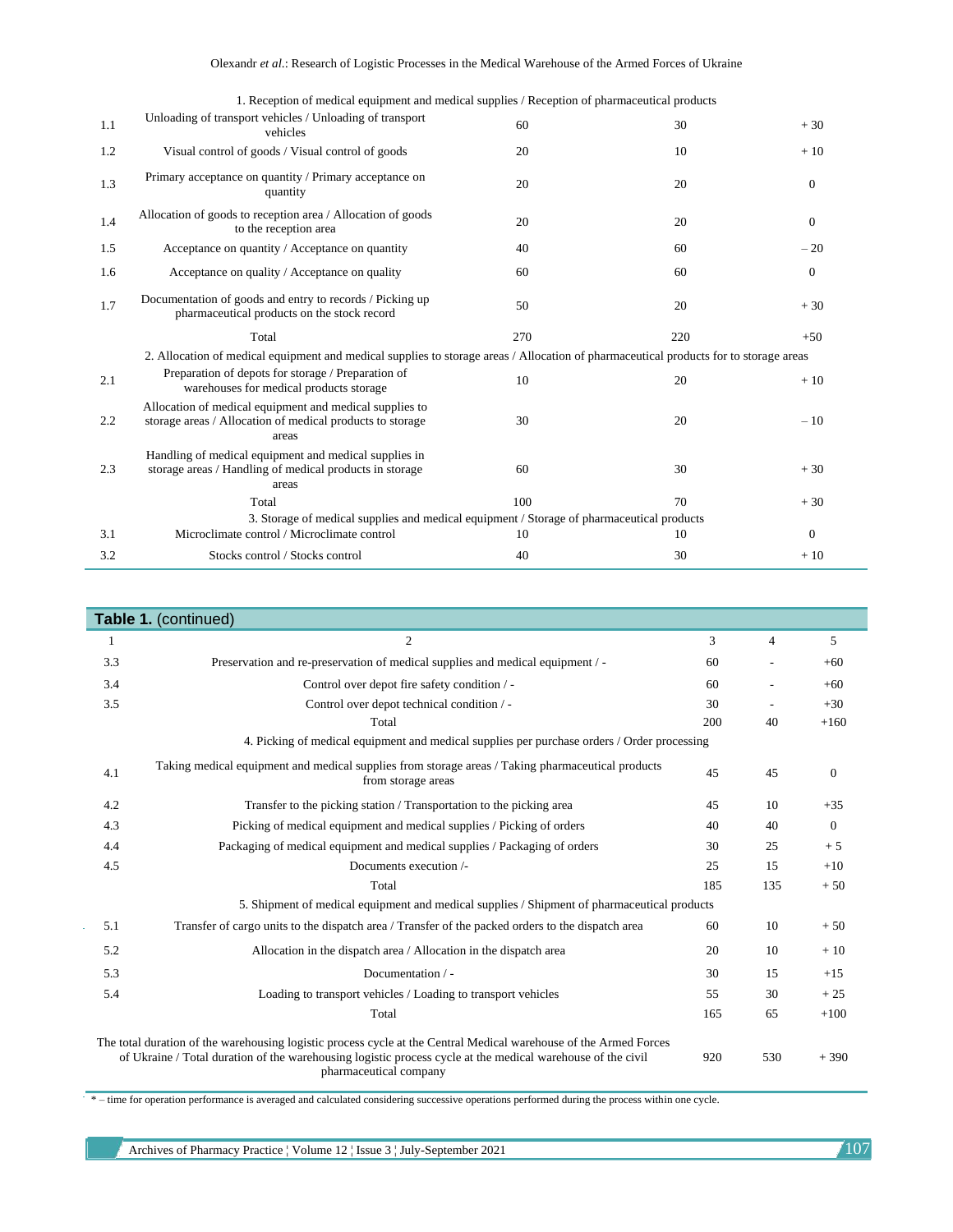| | | | | |
|---|---|---|---|---|
| | 1. Reception of medical equipment and medical supplies / Reception of pharmaceutical products | | | |
| 1.1 | Unloading of transport vehicles / Unloading of transport vehicles | 60 | 30 | + 30 |
| 1.2 | Visual control of goods / Visual control of goods | 20 | 10 | + 10 |
| 1.3 | Primary acceptance on quantity / Primary acceptance on quantity | 20 | 20 | 0 |
| 1.4 | Allocation of goods to reception area / Allocation of goods to the reception area | 20 | 20 | 0 |
| 1.5 | Acceptance on quantity / Acceptance on quantity | 40 | 60 | – 20 |
| 1.6 | Acceptance on quality / Acceptance on quality | 60 | 60 | 0 |
| 1.7 | Documentation of goods and entry to records / Picking up pharmaceutical products on the stock record | 50 | 20 | + 30 |
| | Total | 270 | 220 | +50 |
| | 2. Allocation of medical equipment and medical supplies to storage areas / Allocation of pharmaceutical products for to storage areas | | | |
| 2.1 | Preparation of depots for storage / Preparation of warehouses for medical products storage | 10 | 20 | + 10 |
| 2.2 | Allocation of medical equipment and medical supplies to storage areas / Allocation of medical products to storage areas | 30 | 20 | – 10 |
| 2.3 | Handling of medical equipment and medical supplies in storage areas / Handling of medical products in storage areas | 60 | 30 | + 30 |
| | Total | 100 | 70 | + 30 |
| | 3. Storage of medical supplies and medical equipment / Storage of pharmaceutical products | | | |
| 3.1 | Microclimate control / Microclimate control | 10 | 10 | 0 |
| 3.2 | Stocks control / Stocks control | 40 | 30 | + 10 |

**Table 1.** (continued)

| 1 | 2 | 3 | 4 | 5 |
|---|---|---|---|---|
| 3.3 | Preservation and re-preservation of medical supplies and medical equipment / - | 60 | - | +60 |
| 3.4 | Control over depot fire safety condition / - | 60 | - | +60 |
| 3.5 | Control over depot technical condition / - | 30 | - | +30 |
| | Total | 200 | 40 | +160 |
| | 4. Picking of medical equipment and medical supplies per purchase orders / Order processing | | | |
| 4.1 | Taking medical equipment and medical supplies from storage areas / Taking pharmaceutical products from storage areas | 45 | 45 | 0 |
| 4.2 | Transfer to the picking station / Transportation to the picking area | 45 | 10 | +35 |
| 4.3 | Picking of medical equipment and medical supplies / Picking of orders | 40 | 40 | 0 |
| 4.4 | Packaging of medical equipment and medical supplies / Packaging of orders | 30 | 25 | + 5 |
| 4.5 | Documents execution /- | 25 | 15 | +10 |
| | Total | 185 | 135 | + 50 |
| | 5. Shipment of medical equipment and medical supplies / Shipment of pharmaceutical products | | | |
| 5.1 | Transfer of cargo units to the dispatch area / Transfer of the packed orders to the dispatch area | 60 | 10 | + 50 |
| 5.2 | Allocation in the dispatch area / Allocation in the dispatch area | 20 | 10 | + 10 |
| 5.3 | Documentation / - | 30 | 15 | +15 |
| 5.4 | Loading to transport vehicles / Loading to transport vehicles | 55 | 30 | + 25 |
| | Total | 165 | 65 | +100 |
| | The total duration of the warehousing logistic process cycle at the Central Medical warehouse of the Armed Forces of Ukraine / Total duration of the warehousing logistic process cycle at the medical warehouse of the civil pharmaceutical company | 920 | 530 | + 390 |

\* – time for operation performance is averaged and calculated considering successive operations performed during the process within one cycle.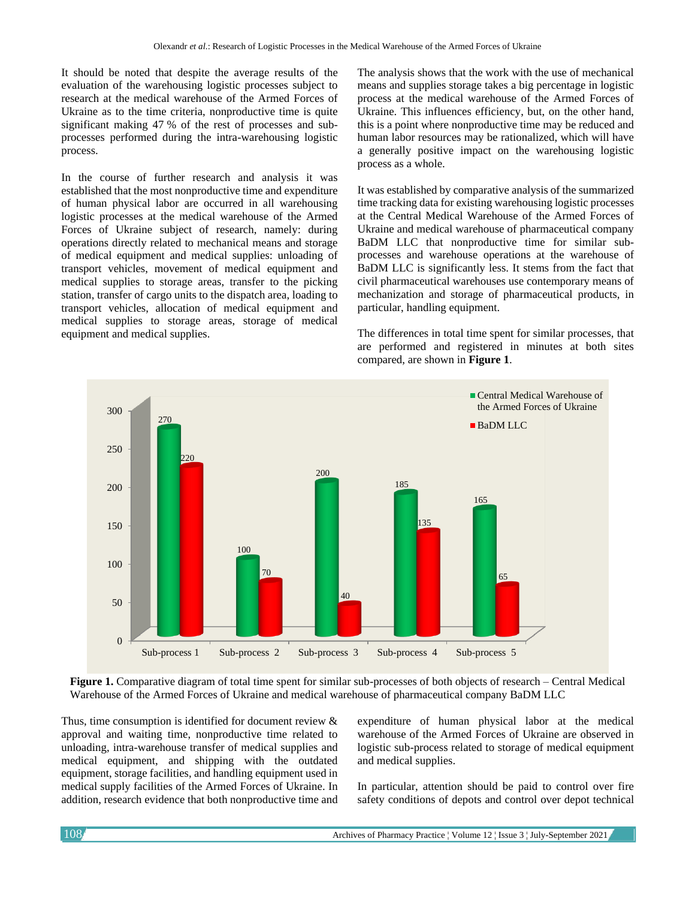It should be noted that despite the average results of the evaluation of the warehousing logistic processes subject to research at the medical warehouse of the Armed Forces of Ukraine as to the time criteria, nonproductive time is quite significant making 47 % of the rest of processes and sub-processes performed during the intra-warehousing logistic process.

In the course of further research and analysis it was established that the most nonproductive time and expenditure of human physical labor are occurred in all warehousing logistic processes at the medical warehouse of the Armed Forces of Ukraine subject of research, namely: during operations directly related to mechanical means and storage of medical equipment and medical supplies: unloading of transport vehicles, movement of medical equipment and medical supplies to storage areas, transfer to the picking station, transfer of cargo units to the dispatch area, loading to transport vehicles, allocation of medical equipment and medical supplies to storage areas, storage of medical equipment and medical supplies.

The analysis shows that the work with the use of mechanical means and supplies storage takes a big percentage in logistic process at the medical warehouse of the Armed Forces of Ukraine. This influences efficiency, but, on the other hand, this is a point where nonproductive time may be reduced and human labor resources may be rationalized, which will have a generally positive impact on the warehousing logistic process as a whole.

It was established by comparative analysis of the summarized time tracking data for existing warehousing logistic processes at the Central Medical Warehouse of the Armed Forces of Ukraine and medical warehouse of pharmaceutical company BaDM LLC that nonproductive time for similar sub-processes and warehouse operations at the warehouse of BaDM LLC is significantly less. It stems from the fact that civil pharmaceutical warehouses use contemporary means of mechanization and storage of pharmaceutical products, in particular, handling equipment.

The differences in total time spent for similar processes, that are performed and registered in minutes at both sites compared, are shown in **Figure 1**.

Central Medical Warehouse of the Armed Forces of Ukraine
BaDM LLC

0
50
100
150
200
250
300

270
220
100
70
200
40
185
135
165
65

Sub-process 1
Sub-process 2
Sub-process 3
Sub-process 4
Sub-process 5

**Figure 1.** Comparative diagram of total time spent for similar sub-processes of both objects of research – Central Medical Warehouse of the Armed Forces of Ukraine and medical warehouse of pharmaceutical company BaDM LLC

Thus, time consumption is identified for document review & approval and waiting time, nonproductive time related to unloading, intra-warehouse transfer of medical supplies and medical equipment, and shipping with the outdated equipment, storage facilities, and handling equipment used in medical supply facilities of the Armed Forces of Ukraine. In addition, research evidence that both nonproductive time and expenditure of human physical labor at the medical warehouse of the Armed Forces of Ukraine are observed in logistic sub-process related to storage of medical equipment and medical supplies.

In particular, attention should be paid to control over fire safety conditions of depots and control over depot technical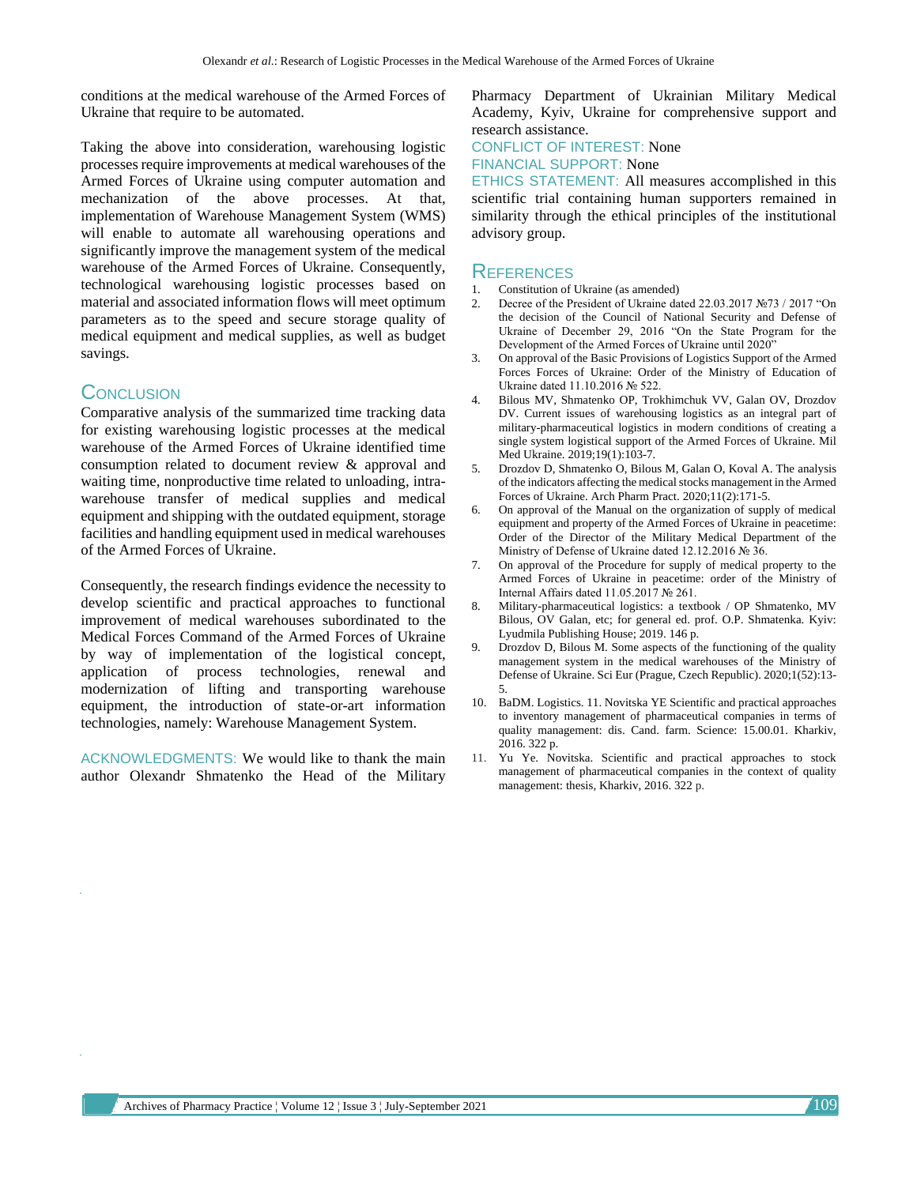conditions at the medical warehouse of the Armed Forces of Ukraine that require to be automated.

Taking the above into consideration, warehousing logistic processes require improvements at medical warehouses of the Armed Forces of Ukraine using computer automation and mechanization of the above processes. At that, implementation of Warehouse Management System (WMS) will enable to automate all warehousing operations and significantly improve the management system of the medical warehouse of the Armed Forces of Ukraine. Consequently, technological warehousing logistic processes based on material and associated information flows will meet optimum parameters as to the speed and secure storage quality of medical equipment and medical supplies, as well as budget savings.

## Conclusion

Comparative analysis of the summarized time tracking data for existing warehousing logistic processes at the medical warehouse of the Armed Forces of Ukraine identified time consumption related to document review & approval and waiting time, nonproductive time related to unloading, intra-warehouse transfer of medical supplies and medical equipment and shipping with the outdated equipment, storage facilities and handling equipment used in medical warehouses of the Armed Forces of Ukraine.

Consequently, the research findings evidence the necessity to develop scientific and practical approaches to functional improvement of medical warehouses subordinated to the Medical Forces Command of the Armed Forces of Ukraine by way of implementation of the logistical concept, application of process technologies, renewal and modernization of lifting and transporting warehouse equipment, the introduction of state-or-art information technologies, namely: Warehouse Management System.

ACKNOWLEDGMENTS: We would like to thank the main author Olexandr Shmatenko the Head of the Military Pharmacy Department of Ukrainian Military Medical Academy, Kyiv, Ukraine for comprehensive support and research assistance.

CONFLICT OF INTEREST: None

FINANCIAL SUPPORT: None

ETHICS STATEMENT: All measures accomplished in this scientific trial containing human supporters remained in similarity through the ethical principles of the institutional advisory group.

## References

1. Constitution of Ukraine (as amended)
2. Decree of the President of Ukraine dated 22.03.2017 №73 / 2017 "On the decision of the Council of National Security and Defense of Ukraine of December 29, 2016 "On the State Program for the Development of the Armed Forces of Ukraine until 2020"
3. On approval of the Basic Provisions of Logistics Support of the Armed Forces Forces of Ukraine: Order of the Ministry of Education of Ukraine dated 11.10.2016 № 522.
4. Bilous MV, Shmatenko OP, Trokhimchuk VV, Galan OV, Drozdov DV. Current issues of warehousing logistics as an integral part of military-pharmaceutical logistics in modern conditions of creating a single system logistical support of the Armed Forces of Ukraine. Mil Med Ukraine. 2019;19(1):103-7.
5. Drozdov D, Shmatenko O, Bilous M, Galan O, Koval A. The analysis of the indicators affecting the medical stocks management in the Armed Forces of Ukraine. Arch Pharm Pract. 2020;11(2):171-5.
6. On approval of the Manual on the organization of supply of medical equipment and property of the Armed Forces of Ukraine in peacetime: Order of the Director of the Military Medical Department of the Ministry of Defense of Ukraine dated 12.12.2016 № 36.
7. On approval of the Procedure for supply of medical property to the Armed Forces of Ukraine in peacetime: order of the Ministry of Internal Affairs dated 11.05.2017 № 261.
8. Military-pharmaceutical logistics: a textbook / OP Shmatenko, MV Bilous, OV Galan, etc; for general ed. prof. O.P. Shmatenka. Kyiv: Lyudmila Publishing House; 2019. 146 p.
9. Drozdov D, Bilous M. Some aspects of the functioning of the quality management system in the medical warehouses of the Ministry of Defense of Ukraine. Sci Eur (Prague, Czech Republic). 2020;1(52):13-5.
10. BaDM. Logistics. 11. Novitska YE Scientific and practical approaches to inventory management of pharmaceutical companies in terms of quality management: dis. Cand. farm. Science: 15.00.01. Kharkiv, 2016. 322 p.
11. Yu Ye. Novitska. Scientific and practical approaches to stock management of pharmaceutical companies in the context of quality management: thesis, Kharkiv, 2016. 322 p.